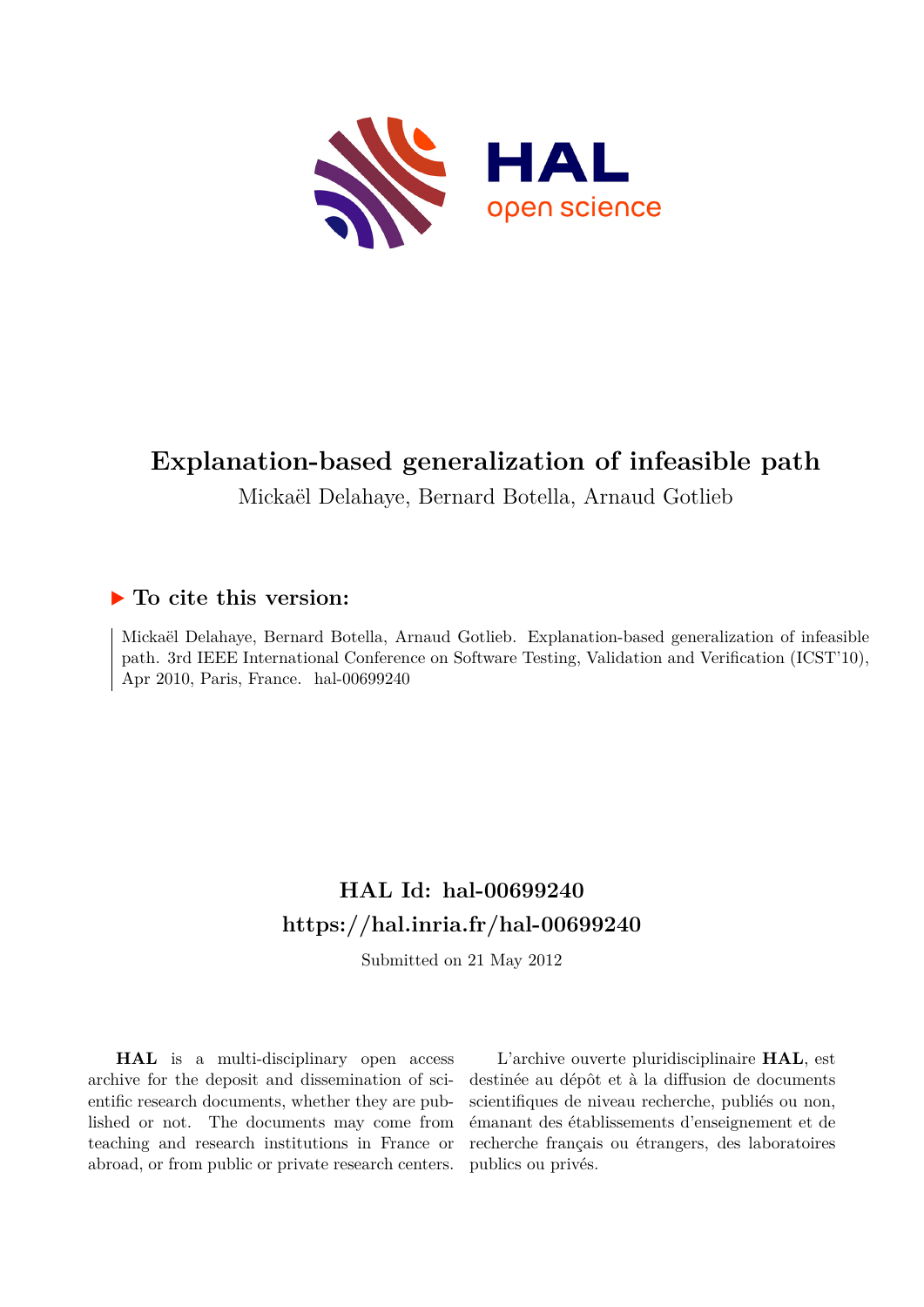# Explanation-based generalization of infeasible path

Mickaël Delahaye, Bernard Botella, Arnaud Gotlieb

## ▶ To cite this version:

Mickaël Delahaye, Bernard Botella, Arnaud Gotlieb. Explanation-based generalization of infeasible path. 3rd IEEE International Conference on Software Testing, Validation and Verification (ICST'10), Apr 2010, Paris, France. hal-00699240

## HAL Id: hal-00699240

## https://hal.inria.fr/hal-00699240

Submitted on 21 May 2012

**HAL** is a multi-disciplinary open access archive for the deposit and dissemination of scientific research documents, whether they are published or not. The documents may come from teaching and research institutions in France or abroad, or from public or private research centers.

L'archive ouverte pluridisciplinaire **HAL**, est destinée au dépôt et à la diffusion de documents scientifiques de niveau recherche, publiés ou non, émanant des établissements d'enseignement et de recherche français ou étrangers, des laboratoires publics ou privés.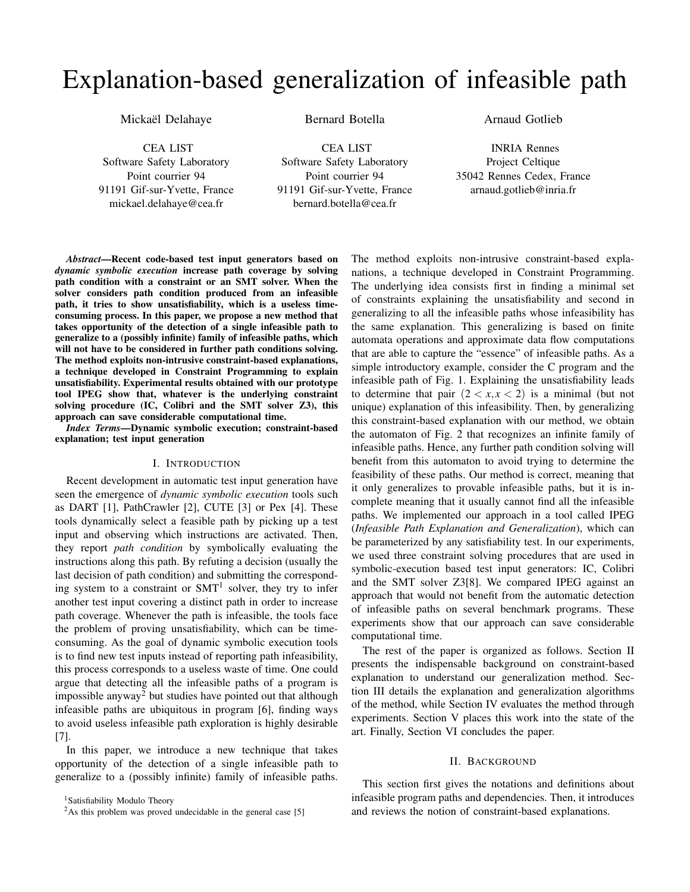# Explanation-based generalization of infeasible path

Mickaël Delahaye
CEA LIST
Software Safety Laboratory
Point courrier 94
91191 Gif-sur-Yvette, France
mickael.delahaye@cea.fr

Bernard Botella
CEA LIST
Software Safety Laboratory
Point courrier 94
91191 Gif-sur-Yvette, France
bernard.botella@cea.fr

Arnaud Gotlieb
INRIA Rennes
Project Celtique
35042 Rennes Cedex, France
arnaud.gotlieb@inria.fr

***Abstract*—Recent code-based test input generators based on *dynamic symbolic execution* increase path coverage by solving path condition with a constraint or an SMT solver. When the solver considers path condition produced from an infeasible path, it tries to show unsatisfiability, which is a useless time-consuming process. In this paper, we propose a new method that takes opportunity of the detection of a single infeasible path to generalize to a (possibly infinite) family of infeasible paths, which will not have to be considered in further path conditions solving. The method exploits non-intrusive constraint-based explanations, a technique developed in Constraint Programming to explain unsatisfiability. Experimental results obtained with our prototype tool IPEG show that, whatever is the underlying constraint solving procedure (IC, Colibri and the SMT solver Z3), this approach can save considerable computational time.**

***Index Terms*—Dynamic symbolic execution; constraint-based explanation; test input generation**

## I. Introduction

Recent development in automatic test input generation have seen the emergence of *dynamic symbolic execution* tools such as DART [1], PathCrawler [2], CUTE [3] or Pex [4]. These tools dynamically select a feasible path by picking up a test input and observing which instructions are activated. Then, they report *path condition* by symbolically evaluating the instructions along this path. By refuting a decision (usually the last decision of path condition) and submitting the corresponding system to a constraint or SMT[1] solver, they try to infer another test input covering a distinct path in order to increase path coverage. Whenever the path is infeasible, the tools face the problem of proving unsatisfiability, which can be time-consuming. As the goal of dynamic symbolic execution tools is to find new test inputs instead of reporting path infeasibility, this process corresponds to a useless waste of time. One could argue that detecting all the infeasible paths of a program is impossible anyway[2] but studies have pointed out that although infeasible paths are ubiquitous in program [6], finding ways to avoid useless infeasible path exploration is highly desirable [7].

In this paper, we introduce a new technique that takes opportunity of the detection of a single infeasible path to generalize to a (possibly infinite) family of infeasible paths. The method exploits non-intrusive constraint-based explanations, a technique developed in Constraint Programming. The underlying idea consists first in finding a minimal set of constraints explaining the unsatisfiability and second in generalizing to all the infeasible paths whose infeasibility has the same explanation. This generalizing is based on finite automata operations and approximate data flow computations that are able to capture the "essence" of infeasible paths. As a simple introductory example, consider the C program and the infeasible path of Fig. 1. Explaining the unsatisfiability leads to determine that pair $(2 < x, x < 2)$ is a minimal (but not unique) explanation of this infeasibility. Then, by generalizing this constraint-based explanation with our method, we obtain the automaton of Fig. 2 that recognizes an infinite family of infeasible paths. Hence, any further path condition solving will benefit from this automaton to avoid trying to determine the feasibility of these paths. Our method is correct, meaning that it only generalizes to provable infeasible paths, but it is incomplete meaning that it usually cannot find all the infeasible paths. We implemented our approach in a tool called IPEG (*Infeasible Path Explanation and Generalization*), which can be parameterized by any satisfiability test. In our experiments, we used three constraint solving procedures that are used in symbolic-execution based test input generators: IC, Colibri and the SMT solver Z3[8]. We compared IPEG against an approach that would not benefit from the automatic detection of infeasible paths on several benchmark programs. These experiments show that our approach can save considerable computational time.

The rest of the paper is organized as follows. Section II presents the indispensable background on constraint-based explanation to understand our generalization method. Section III details the explanation and generalization algorithms of the method, while Section IV evaluates the method through experiments. Section V places this work into the state of the art. Finally, Section VI concludes the paper.

## II. Background

This section first gives the notations and definitions about infeasible program paths and dependencies. Then, it introduces and reviews the notion of constraint-based explanations.

[1] Satisfiability Modulo Theory

[2] As this problem was proved undecidable in the general case [5]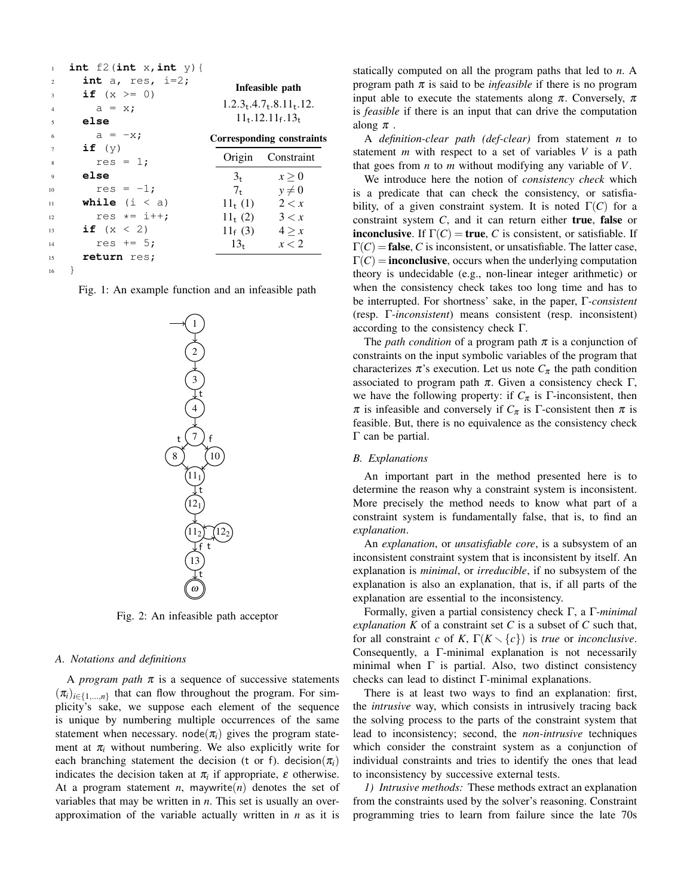```c
int f2(int x,int y){
  int a, res, i=2;
  if (x >= 0)
    a = x;
  else
    a = -x;
  if (y)
    res = 1;
  else
    res = -1;
  while (i < a)
    res *= i++;
  if (x < 2)
    res += 5;
  return res;
}
```

**Infeasible path**

$1.2.3_t.4.7_t.8.11_t.12.11_t.12.11_f.13_t$

**Corresponding constraints**

| Origin | Constraint |
|---|---|
| $3_t$ | $x \geq 0$ |
| $7_t$ | $y \neq 0$ |
| $11_t$ (1) | $2 < x$ |
| $11_t$ (2) | $3 < x$ |
| $11_f$ (3) | $4 \geq x$ |
| $13_t$ | $x < 2$ |

Fig. 1: An example function and an infeasible path

Fig. 2: An infeasible path acceptor

### A. Notations and definitions

A *program path* $\pi$ is a sequence of successive statements $(\pi_i)_{i \in \{1,\dots,n\}}$ that can flow throughout the program. For simplicity's sake, we suppose each element of the sequence is unique by numbering multiple occurrences of the same statement when necessary. $\mathsf{node}(\pi_i)$ gives the program statement at $\pi_i$ without numbering. We also explicitly write for each branching statement the decision (t or f). $\mathsf{decision}(\pi_i)$ indicates the decision taken at $\pi_i$ if appropriate, $\varepsilon$ otherwise. At a program statement $n$, $\mathsf{maywrite}(n)$ denotes the set of variables that may be written in $n$. This set is usually an over-approximation of the variable actually written in $n$ as it is statically computed on all the program paths that led to $n$. A program path $\pi$ is said to be *infeasible* if there is no program input able to execute the statements along $\pi$. Conversely, $\pi$ is *feasible* if there is an input that can drive the computation along $\pi$ .

A *definition-clear path (def-clear)* from statement $n$ to statement $m$ with respect to a set of variables $V$ is a path that goes from $n$ to $m$ without modifying any variable of $V$.

We introduce here the notion of *consistency check* which is a predicate that can check the consistency, or satisfiability, of a given constraint system. It is noted $\Gamma(C)$ for a constraint system $C$, and it can return either **true**, **false** or **inconclusive**. If $\Gamma(C) = \textbf{true}$, $C$ is consistent, or satisfiable. If $\Gamma(C) = \textbf{false}$, $C$ is inconsistent, or unsatisfiable. The latter case, $\Gamma(C) = \textbf{inconclusive}$, occurs when the underlying computation theory is undecidable (e.g., non-linear integer arithmetic) or when the consistency check takes too long time and has to be interrupted. For shortness' sake, in the paper, $\Gamma$*-consistent* (resp. $\Gamma$*-inconsistent*) means consistent (resp. inconsistent) according to the consistency check $\Gamma$.

The *path condition* of a program path $\pi$ is a conjunction of constraints on the input symbolic variables of the program that characterizes $\pi$'s execution. Let us note $C_\pi$ the path condition associated to program path $\pi$. Given a consistency check $\Gamma$, we have the following property: if $C_\pi$ is $\Gamma$-inconsistent, then $\pi$ is infeasible and conversely if $C_\pi$ is $\Gamma$-consistent then $\pi$ is feasible. But, there is no equivalence as the consistency check $\Gamma$ can be partial.

### B. Explanations

An important part in the method presented here is to determine the reason why a constraint system is inconsistent. More precisely the method needs to know what part of a constraint system is fundamentally false, that is, to find an *explanation*.

An *explanation*, or *unsatisfiable core*, is a subsystem of an inconsistent constraint system that is inconsistent by itself. An explanation is *minimal*, or *irreducible*, if no subsystem of the explanation is also an explanation, that is, if all parts of the explanation are essential to the inconsistency.

Formally, given a partial consistency check $\Gamma$, a $\Gamma$*-minimal explanation* $K$ of a constraint set $C$ is a subset of $C$ such that, for all constraint $c$ of $K$, $\Gamma(K \setminus \{c\})$ is *true* or *inconclusive*. Consequently, a $\Gamma$-minimal explanation is not necessarily minimal when $\Gamma$ is partial. Also, two distinct consistency checks can lead to distinct $\Gamma$-minimal explanations.

There is at least two ways to find an explanation: first, the *intrusive* way, which consists in intrusively tracing back the solving process to the parts of the constraint system that lead to inconsistency; second, the *non-intrusive* techniques which consider the constraint system as a conjunction of individual constraints and tries to identify the ones that lead to inconsistency by successive external tests.

*1) Intrusive methods:* These methods extract an explanation from the constraints used by the solver's reasoning. Constraint programming tries to learn from failure since the late 70s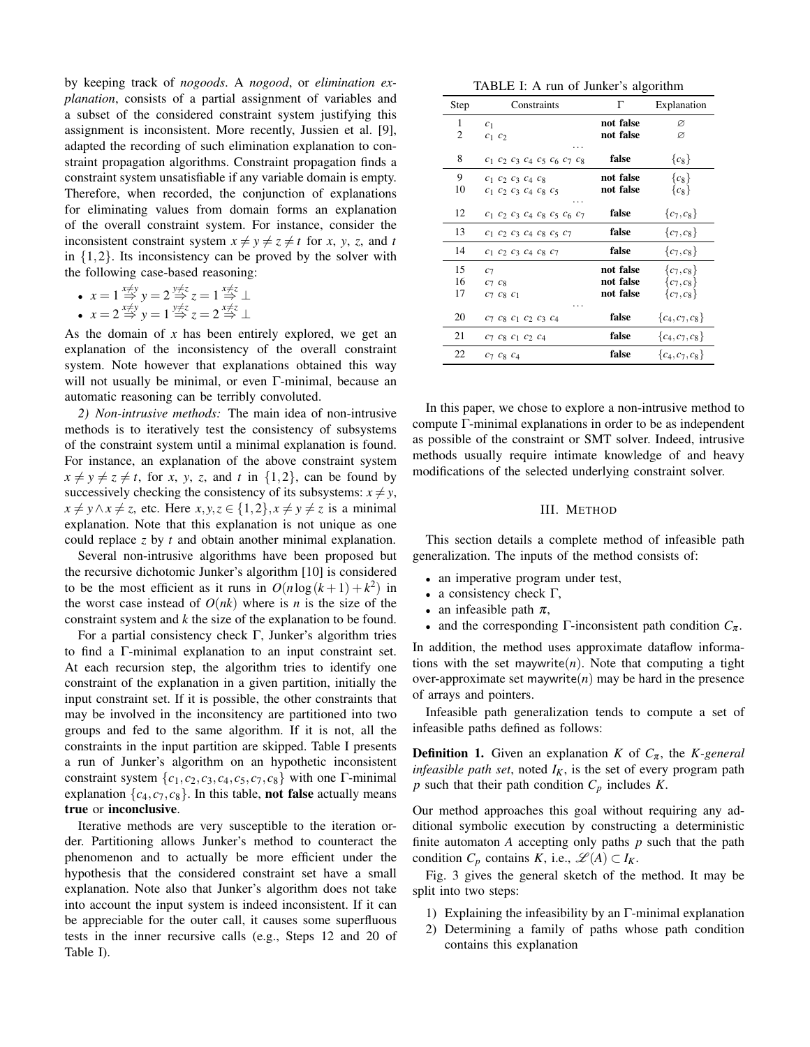by keeping track of *nogoods*. A *nogood*, or *elimination explanation*, consists of a partial assignment of variables and a subset of the considered constraint system justifying this assignment is inconsistent. More recently, Jussien et al. [9], adapted the recording of such elimination explanation to constraint propagation algorithms. Constraint propagation finds a constraint system unsatisfiable if any variable domain is empty. Therefore, when recorded, the conjunction of explanations for eliminating values from domain forms an explanation of the overall constraint system. For instance, consider the inconsistent constraint system $x \neq y \neq z \neq t$ for $x$, $y$, $z$, and $t$ in $\{1,2\}$. Its inconsistency can be proved by the solver with the following case-based reasoning:

- $x = 1 \overset{x \neq y}{\Rightarrow} y = 2 \overset{y \neq z}{\Rightarrow} z = 1 \overset{x \neq z}{\Rightarrow} \bot$
- $x = 2 \overset{x \neq y}{\Rightarrow} y = 1 \overset{y \neq z}{\Rightarrow} z = 2 \overset{x \neq z}{\Rightarrow} \bot$

As the domain of $x$ has been entirely explored, we get an explanation of the inconsistency of the overall constraint system. Note however that explanations obtained this way will not usually be minimal, or even $\Gamma$-minimal, because an automatic reasoning can be terribly convoluted.

*2) Non-intrusive methods:* The main idea of non-intrusive methods is to iteratively test the consistency of subsystems of the constraint system until a minimal explanation is found. For instance, an explanation of the above constraint system $x \neq y \neq z \neq t$, for $x$, $y$, $z$, and $t$ in $\{1,2\}$, can be found by successively checking the consistency of its subsystems: $x \neq y$, $x \neq y \wedge x \neq z$, etc. Here $x, y, z \in \{1,2\}, x \neq y \neq z$ is a minimal explanation. Note that this explanation is not unique as one could replace $z$ by $t$ and obtain another minimal explanation.

Several non-intrusive algorithms have been proposed but the recursive dichotomic Junker's algorithm [10] is considered to be the most efficient as it runs in $O(n \log(k+1) + k^2)$ in the worst case instead of $O(nk)$ where is $n$ is the size of the constraint system and $k$ the size of the explanation to be found.

For a partial consistency check $\Gamma$, Junker's algorithm tries to find a $\Gamma$-minimal explanation to an input constraint set. At each recursion step, the algorithm tries to identify one constraint of the explanation in a given partition, initially the input constraint set. If it is possible, the other constraints that may be involved in the inconsistency are partitioned into two groups and fed to the same algorithm. If it is not, all the constraints in the input partition are skipped. Table I presents a run of Junker's algorithm on an hypothetic inconsistent constraint system $\{c_1, c_2, c_3, c_4, c_5, c_7, c_8\}$ with one $\Gamma$-minimal explanation $\{c_4, c_7, c_8\}$. In this table, **not false** actually means **true** or **inconclusive**.

Iterative methods are very susceptible to the iteration order. Partitioning allows Junker's method to counteract the phenomenon and to actually be more efficient under the hypothesis that the considered constraint set have a small explanation. Note also that Junker's algorithm does not take into account the input system is indeed inconsistent. If it can be appreciable for the outer call, it causes some superfluous tests in the inner recursive calls (e.g., Steps 12 and 20 of Table I).

TABLE I: A run of Junker's algorithm

| Step | Constraints | $\Gamma$ | Explanation |
|---|---|---|---|
| 1 | $c_1$ | **not false** | $\varnothing$ |
| 2 | $c_1\ c_2$ | **not false** | $\varnothing$ |
| | ... | | |
| 8 | $c_1\ c_2\ c_3\ c_4\ c_5\ c_6\ c_7\ c_8$ | **false** | $\{c_8\}$ |
| 9 | $c_1\ c_2\ c_3\ c_4\ c_8$ | **not false** | $\{c_8\}$ |
| 10 | $c_1\ c_2\ c_3\ c_4\ c_8\ c_5$ | **not false** | $\{c_8\}$ |
| | ... | | |
| 12 | $c_1\ c_2\ c_3\ c_4\ c_8\ c_5\ c_6\ c_7$ | **false** | $\{c_7, c_8\}$ |
| 13 | $c_1\ c_2\ c_3\ c_4\ c_8\ c_5\ c_7$ | **false** | $\{c_7, c_8\}$ |
| 14 | $c_1\ c_2\ c_3\ c_4\ c_8\ c_7$ | **false** | $\{c_7, c_8\}$ |
| 15 | $c_7$ | **not false** | $\{c_7, c_8\}$ |
| 16 | $c_7\ c_8$ | **not false** | $\{c_7, c_8\}$ |
| 17 | $c_7\ c_8\ c_1$ | **not false** | $\{c_7, c_8\}$ |
| | ... | | |
| 20 | $c_7\ c_8\ c_1\ c_2\ c_3\ c_4$ | **false** | $\{c_4, c_7, c_8\}$ |
| 21 | $c_7\ c_8\ c_1\ c_2\ c_4$ | **false** | $\{c_4, c_7, c_8\}$ |
| 22 | $c_7\ c_8\ c_4$ | **false** | $\{c_4, c_7, c_8\}$ |

In this paper, we chose to explore a non-intrusive method to compute $\Gamma$-minimal explanations in order to be as independent as possible of the constraint or SMT solver. Indeed, intrusive methods usually require intimate knowledge of and heavy modifications of the selected underlying constraint solver.

## III. Method

This section details a complete method of infeasible path generalization. The inputs of the method consists of:

- an imperative program under test,
- a consistency check $\Gamma$,
- an infeasible path $\pi$,
- and the corresponding $\Gamma$-inconsistent path condition $C_\pi$.

In addition, the method uses approximate dataflow informations with the set $\mathsf{maywrite}(n)$. Note that computing a tight over-approximate set $\mathsf{maywrite}(n)$ may be hard in the presence of arrays and pointers.

Infeasible path generalization tends to compute a set of infeasible paths defined as follows:

**Definition 1.** Given an explanation $K$ of $C_\pi$, the *$K$-general infeasible path set*, noted $I_K$, is the set of every program path $p$ such that their path condition $C_p$ includes $K$.

Our method approaches this goal without requiring any additional symbolic execution by constructing a deterministic finite automaton $A$ accepting only paths $p$ such that the path condition $C_p$ contains $K$, i.e., $\mathscr{L}(A) \subset I_K$.

Fig. 3 gives the general sketch of the method. It may be split into two steps:

1) Explaining the infeasibility by an $\Gamma$-minimal explanation
2) Determining a family of paths whose path condition contains this explanation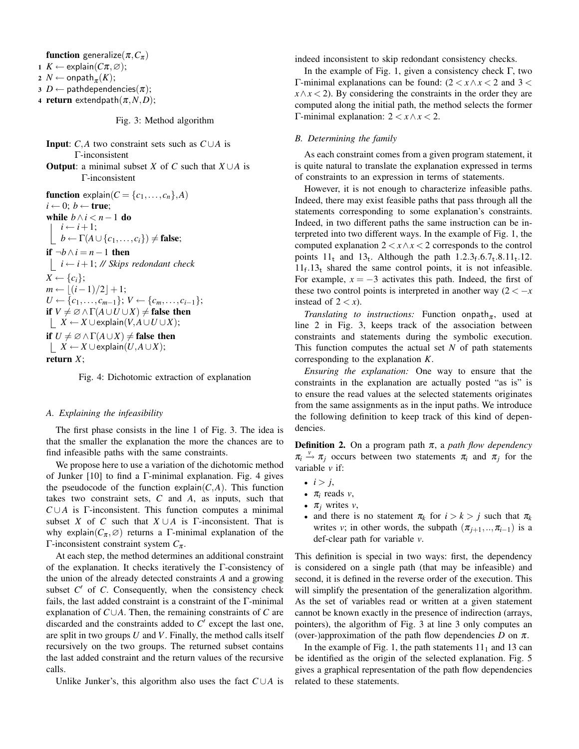```
function generalize(π, C_π)
1  K ← explain(Cπ, ∅);
2  N ← onpath_π(K);
3  D ← pathdependencies(π);
4  return extendpath(π, N, D);
```

Fig. 3: Method algorithm

```
Input: C, A two constraint sets such as C ∪ A is
       Γ-inconsistent
Output: a minimal subset X of C such that X ∪ A is
        Γ-inconsistent

function explain(C = {c_1, ..., c_n}, A)
i ← 0; b ← true;
while b ∧ i < n − 1 do
    i ← i + 1;
    b ← Γ(A ∪ {c_1, ..., c_i}) ≠ false;
if ¬b ∧ i = n − 1 then
    i ← i + 1; // Skips redondant check
X ← {c_i};
m ← ⌊(i − 1)/2⌋ + 1;
U ← {c_1, ..., c_{m−1}}; V ← {c_m, ..., c_{i−1}};
if V ≠ ∅ ∧ Γ(A ∪ U ∪ X) ≠ false then
    X ← X ∪ explain(V, A ∪ U ∪ X);
if U ≠ ∅ ∧ Γ(A ∪ X) ≠ false then
    X ← X ∪ explain(U, A ∪ X);
return X;
```

Fig. 4: Dichotomic extraction of explanation

### A. Explaining the infeasibility

The first phase consists in the line 1 of Fig. 3. The idea is that the smaller the explanation the more the chances are to find infeasible paths with the same constraints.

We propose here to use a variation of the dichotomic method of Junker [10] to find a Γ-minimal explanation. Fig. 4 gives the pseudocode of the function $\mathsf{explain}(C, A)$. This function takes two constraint sets, $C$ and $A$, as inputs, such that $C \cup A$ is Γ-inconsistent. This function computes a minimal subset $X$ of $C$ such that $X \cup A$ is Γ-inconsistent. That is why $\mathsf{explain}(C_\pi, \varnothing)$ returns a Γ-minimal explanation of the Γ-inconsistent constraint system $C_\pi$.

At each step, the method determines an additional constraint of the explanation. It checks iteratively the Γ-consistency of the union of the already detected constraints $A$ and a growing subset $C'$ of $C$. Consequently, when the consistency check fails, the last added constraint is a constraint of the Γ-minimal explanation of $C \cup A$. Then, the remaining constraints of $C$ are discarded and the constraints added to $C'$ except the last one, are split in two groups $U$ and $V$. Finally, the method calls itself recursively on the two groups. The returned subset contains the last added constraint and the return values of the recursive calls.

Unlike Junker's, this algorithm also uses the fact $C \cup A$ is indeed inconsistent to skip redondant consistency checks.

In the example of Fig. 1, given a consistency check Γ, two Γ-minimal explanations can be found: ($2 < x \wedge x < 2$ and $3 < x \wedge x < 2$). By considering the constraints in the order they are computed along the initial path, the method selects the former Γ-minimal explanation: $2 < x \wedge x < 2$.

### B. Determining the family

As each constraint comes from a given program statement, it is quite natural to translate the explanation expressed in terms of constraints to an expression in terms of statements.

However, it is not enough to characterize infeasible paths. Indeed, there may exist feasible paths that pass through all the statements corresponding to some explanation's constraints. Indeed, in two different paths the same instruction can be interpreted into two different ways. In the example of Fig. 1, the computed explanation $2 < x \wedge x < 2$ corresponds to the control points $11_\mathsf{t}$ and $13_\mathsf{t}$. Although the path $1.2.3_\mathsf{f}.6.7_\mathsf{t}.8.11_\mathsf{t}.12.11_\mathsf{f}.13_\mathsf{t}$ shared the same control points, it is not infeasible. For example, $x = -3$ activates this path. Indeed, the first of these two control points is interpreted in another way ($2 < -x$ instead of $2 < x$).

*Translating to instructions:* Function $\mathsf{onpath}_\pi$, used at line 2 in Fig. 3, keeps track of the association between constraints and statements during the symbolic execution. This function computes the actual set $N$ of path statements corresponding to the explanation $K$.

*Ensuring the explanation:* One way to ensure that the constraints in the explanation are actually posted "as is" is to ensure the read values at the selected statements originates from the same assignments as in the input paths. We introduce the following definition to keep track of this kind of dependencies.

**Definition 2.** On a program path $\pi$, a *path flow dependency* $\pi_i \xrightarrow{v} \pi_j$ occurs between two statements $\pi_i$ and $\pi_j$ for the variable $v$ if:

- $i > j$,
- $\pi_i$ reads $v$,
- $\pi_j$ writes $v$,
- and there is no statement $\pi_k$ for $i > k > j$ such that $\pi_k$ writes $v$; in other words, the subpath $(\pi_{j+1}, .., \pi_{i-1})$ is a def-clear path for variable $v$.

This definition is special in two ways: first, the dependency is considered on a single path (that may be infeasible) and second, it is defined in the reverse order of the execution. This will simplify the presentation of the generalization algorithm. As the set of variables read or written at a given statement cannot be known exactly in the presence of indirection (arrays, pointers), the algorithm of Fig. 3 at line 3 only computes an (over-)approximation of the path flow dependencies $D$ on $\pi$.

In the example of Fig. 1, the path statements $11_1$ and 13 can be identified as the origin of the selected explanation. Fig. 5 gives a graphical representation of the path flow dependencies related to these statements.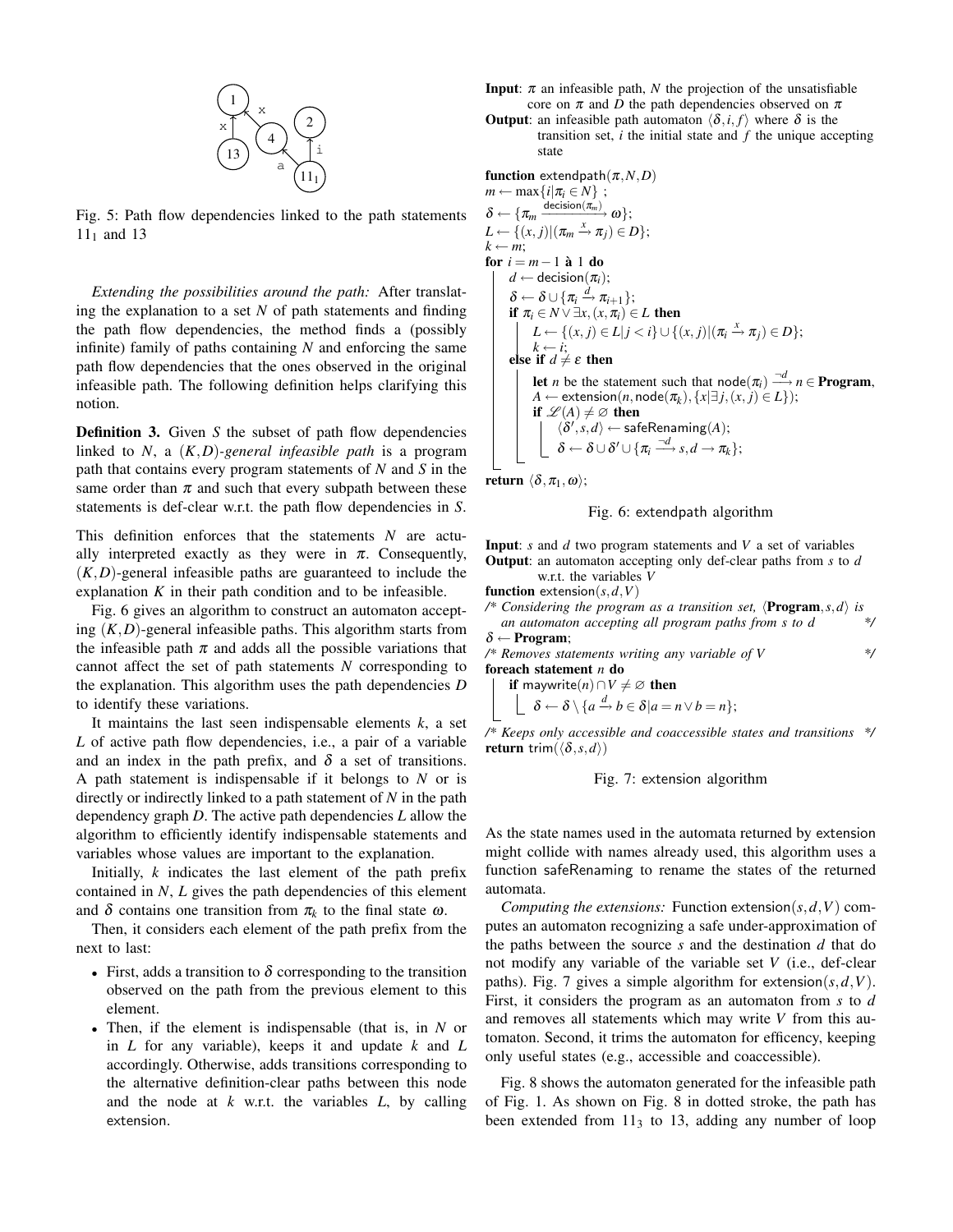Fig. 5: Path flow dependencies linked to the path statements $11_1$ and 13

*Extending the possibilities around the path:* After translating the explanation to a set $N$ of path statements and finding the path flow dependencies, the method finds a (possibly infinite) family of paths containing $N$ and enforcing the same path flow dependencies that the ones observed in the original infeasible path. The following definition helps clarifying this notion.

**Definition 3.** Given $S$ the subset of path flow dependencies linked to $N$, a *$(K,D)$-general infeasible path* is a program path that contains every program statements of $N$ and $S$ in the same order than $\pi$ and such that every subpath between these statements is def-clear w.r.t. the path flow dependencies in $S$.

This definition enforces that the statements $N$ are actually interpreted exactly as they were in $\pi$. Consequently, $(K,D)$-general infeasible paths are guaranteed to include the explanation $K$ in their path condition and to be infeasible.

Fig. 6 gives an algorithm to construct an automaton accepting $(K,D)$-general infeasible paths. This algorithm starts from the infeasible path $\pi$ and adds all the possible variations that cannot affect the set of path statements $N$ corresponding to the explanation. This algorithm uses the path dependencies $D$ to identify these variations.

It maintains the last seen indispensable elements $k$, a set $L$ of active path flow dependencies, i.e., a pair of a variable and an index in the path prefix, and $\delta$ a set of transitions. A path statement is indispensable if it belongs to $N$ or is directly or indirectly linked to a path statement of $N$ in the path dependency graph $D$. The active path dependencies $L$ allow the algorithm to efficiently identify indispensable statements and variables whose values are important to the explanation.

Initially, $k$ indicates the last element of the path prefix contained in $N$, $L$ gives the path dependencies of this element and $\delta$ contains one transition from $\pi_k$ to the final state $\omega$.

Then, it considers each element of the path prefix from the next to last:

- First, adds a transition to $\delta$ corresponding to the transition observed on the path from the previous element to this element.
- Then, if the element is indispensable (that is, in $N$ or in $L$ for any variable), keeps it and update $k$ and $L$ accordingly. Otherwise, adds transitions corresponding to the alternative definition-clear paths between this node and the node at $k$ w.r.t. the variables $L$, by calling extension.

**Input**: $\pi$ an infeasible path, $N$ the projection of the unsatisfiable core on $\pi$ and $D$ the path dependencies observed on $\pi$
**Output**: an infeasible path automaton $\langle \delta, i, f \rangle$ where $\delta$ is the transition set, $i$ the initial state and $f$ the unique accepting state

```
function extendpath(π, N, D)
m ← max{i | π_i ∈ N};
δ ← {π_m --decision(π_m)--> ω};
L ← {(x, j) | (π_m --x--> π_j) ∈ D};
k ← m;
for i = m − 1 à 1 do
    d ← decision(π_i);
    δ ← δ ∪ {π_i --d--> π_{i+1}};
    if π_i ∈ N ∨ ∃x, (x, π_i) ∈ L then
        L ← {(x, j) ∈ L | j < i} ∪ {(x, j) | (π_i --x--> π_j) ∈ D};
        k ← i;
    else if d ≠ ε then
        let n be the statement such that node(π_i) --¬d--> n ∈ Program,
        A ← extension(n, node(π_k), {x | ∃j, (x, j) ∈ L});
        if L(A) ≠ ∅ then
            ⟨δ', s, d⟩ ← safeRenaming(A);
            δ ← δ ∪ δ' ∪ {π_i --¬d--> s, d → π_k};
return ⟨δ, π_1, ω⟩;
```

Fig. 6: extendpath algorithm

**Input**: $s$ and $d$ two program statements and $V$ a set of variables
**Output**: an automaton accepting only def-clear paths from $s$ to $d$ w.r.t. the variables $V$

```
function extension(s, d, V)
/* Considering the program as a transition set, ⟨Program, s, d⟩ is
   an automaton accepting all program paths from s to d */
δ ← Program;
/* Removes statements writing any variable of V */
foreach statement n do
    if maywrite(n) ∩ V ≠ ∅ then
        δ ← δ \ {a --d--> b ∈ δ | a = n ∨ b = n};
/* Keeps only accessible and coaccessible states and transitions */
return trim(⟨δ, s, d⟩)
```

Fig. 7: extension algorithm

As the state names used in the automata returned by extension might collide with names already used, this algorithm uses a function safeRenaming to rename the states of the returned automata.

*Computing the extensions:* Function extension$(s,d,V)$ computes an automaton recognizing a safe under-approximation of the paths between the source $s$ and the destination $d$ that do not modify any variable of the variable set $V$ (i.e., def-clear paths). Fig. 7 gives a simple algorithm for extension$(s,d,V)$. First, it considers the program as an automaton from $s$ to $d$ and removes all statements which may write $V$ from this automaton. Second, it trims the automaton for efficency, keeping only useful states (e.g., accessible and coaccessible).

Fig. 8 shows the automaton generated for the infeasible path of Fig. 1. As shown on Fig. 8 in dotted stroke, the path has been extended from $11_3$ to 13, adding any number of loop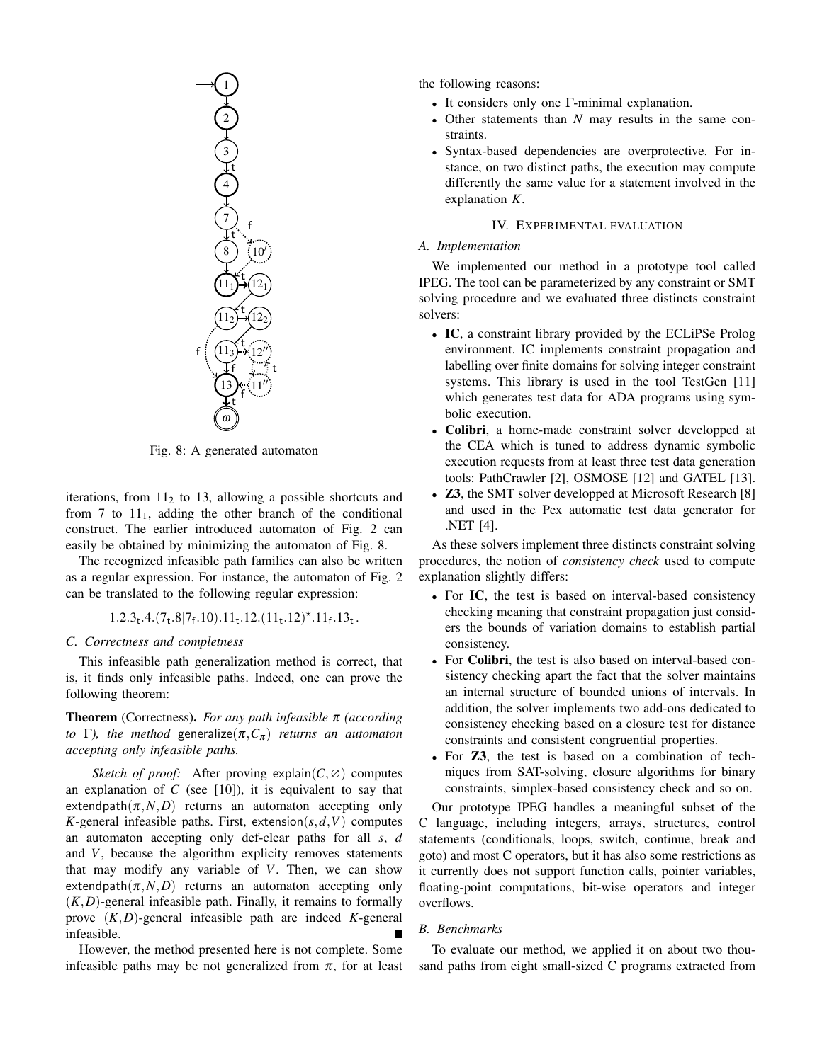Fig. 8: A generated automaton

iterations, from $11_2$ to 13, allowing a possible shortcuts and from 7 to $11_1$, adding the other branch of the conditional construct. The earlier introduced automaton of Fig. 2 can easily be obtained by minimizing the automaton of Fig. 8.

The recognized infeasible path families can also be written as a regular expression. For instance, the automaton of Fig. 2 can be translated to the following regular expression:

$$1.2.3_{\mathsf{t}}.4.(7_{\mathsf{t}}.8|7_{\mathsf{f}}.10).11_{\mathsf{t}}.12.(11_{\mathsf{t}}.12)^{\star}.11_{\mathsf{f}}.13_{\mathsf{t}}.$$

### C. Correctness and completness

This infeasible path generalization method is correct, that is, it finds only infeasible paths. Indeed, one can prove the following theorem:

**Theorem** (Correctness). *For any path infeasible $\pi$ (according to $\Gamma$), the method $\mathsf{generalize}(\pi, C_\pi)$ returns an automaton accepting only infeasible paths.*

*Sketch of proof:* After proving $\mathsf{explain}(C, \varnothing)$ computes an explanation of $C$ (see [10]), it is equivalent to say that $\mathsf{extendpath}(\pi, N, D)$ returns an automaton accepting only $K$-general infeasible paths. First, $\mathsf{extension}(s, d, V)$ computes an automaton accepting only def-clear paths for all $s$, $d$ and $V$, because the algorithm explicity removes statements that may modify any variable of $V$. Then, we can show $\mathsf{extendpath}(\pi, N, D)$ returns an automaton accepting only $(K, D)$-general infeasible path. Finally, it remains to formally prove $(K, D)$-general infeasible path are indeed $K$-general infeasible. ■

However, the method presented here is not complete. Some infeasible paths may be not generalized from $\pi$, for at least the following reasons:

- It considers only one $\Gamma$-minimal explanation.
- Other statements than $N$ may results in the same constraints.
- Syntax-based dependencies are overprotective. For instance, on two distinct paths, the execution may compute differently the same value for a statement involved in the explanation $K$.

## IV. Experimental evaluation

### A. Implementation

We implemented our method in a prototype tool called IPEG. The tool can be parameterized by any constraint or SMT solving procedure and we evaluated three distincts constraint solvers:

- **IC**, a constraint library provided by the ECLiPSe Prolog environment. IC implements constraint propagation and labelling over finite domains for solving integer constraint systems. This library is used in the tool TestGen [11] which generates test data for ADA programs using symbolic execution.
- **Colibri**, a home-made constraint solver developped at the CEA which is tuned to address dynamic symbolic execution requests from at least three test data generation tools: PathCrawler [2], OSMOSE [12] and GATEL [13].
- **Z3**, the SMT solver developped at Microsoft Research [8] and used in the Pex automatic test data generator for .NET [4].

As these solvers implement three distincts constraint solving procedures, the notion of *consistency check* used to compute explanation slightly differs:

- For **IC**, the test is based on interval-based consistency checking meaning that constraint propagation just considers the bounds of variation domains to establish partial consistency.
- For **Colibri**, the test is also based on interval-based consistency checking apart the fact that the solver maintains an internal structure of bounded unions of intervals. In addition, the solver implements two add-ons dedicated to consistency checking based on a closure test for distance constraints and consistent congruential properties.
- For **Z3**, the test is based on a combination of techniques from SAT-solving, closure algorithms for binary constraints, simplex-based consistency check and so on.

Our prototype IPEG handles a meaningful subset of the C language, including integers, arrays, structures, control statements (conditionals, loops, switch, continue, break and goto) and most C operators, but it has also some restrictions as it currently does not support function calls, pointer variables, floating-point computations, bit-wise operators and integer overflows.

### B. Benchmarks

To evaluate our method, we applied it on about two thousand paths from eight small-sized C programs extracted from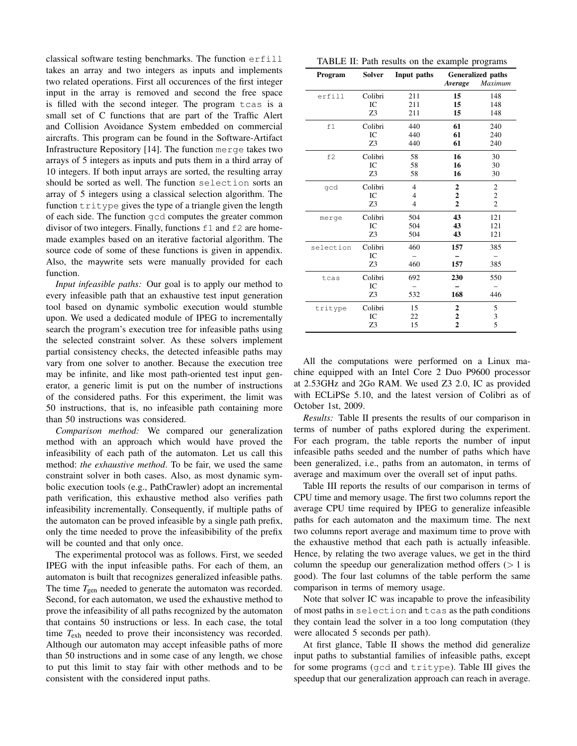classical software testing benchmarks. The function erfill takes an array and two integers as inputs and implements two related operations. First all occurences of the first integer input in the array is removed and second the free space is filled with the second integer. The program tcas is a small set of C functions that are part of the Traffic Alert and Collision Avoidance System embedded on commercial aircrafts. This program can be found in the Software-Artifact Infrastructure Repository [14]. The function merge takes two arrays of 5 integers as inputs and puts them in a third array of 10 integers. If both input arrays are sorted, the resulting array should be sorted as well. The function selection sorts an array of 5 integers using a classical selection algorithm. The function tritype gives the type of a triangle given the length of each side. The function gcd computes the greater common divisor of two integers. Finally, functions f1 and f2 are home-made examples based on an iterative factorial algorithm. The source code of some of these functions is given in appendix. Also, the maywrite sets were manually provided for each function.

*Input infeasible paths:* Our goal is to apply our method to every infeasible path that an exhaustive test input generation tool based on dynamic symbolic execution would stumble upon. We used a dedicated module of IPEG to incrementally search the program's execution tree for infeasible paths using the selected constraint solver. As these solvers implement partial consistency checks, the detected infeasible paths may vary from one solver to another. Because the execution tree may be infinite, and like most path-oriented test input generator, a generic limit is put on the number of instructions of the considered paths. For this experiment, the limit was 50 instructions, that is, no infeasible path containing more than 50 instructions was considered.

*Comparison method:* We compared our generalization method with an approach which would have proved the infeasibility of each path of the automaton. Let us call this method: *the exhaustive method*. To be fair, we used the same constraint solver in both cases. Also, as most dynamic symbolic execution tools (e.g., PathCrawler) adopt an incremental path verification, this exhaustive method also verifies path infeasibility incrementally. Consequently, if multiple paths of the automaton can be proved infeasible by a single path prefix, only the time needed to prove the infeasibility of the prefix will be counted and that only once.

The experimental protocol was as follows. First, we seeded IPEG with the input infeasible paths. For each of them, an automaton is built that recognizes generalized infeasible paths. The time $T_{\text{gen}}$ needed to generate the automaton was recorded. Second, for each automaton, we used the exhaustive method to prove the infeasibility of all paths recognized by the automaton that contains 50 instructions or less. In each case, the total time $T_{\text{exh}}$ needed to prove their inconsistency was recorded. Although our automaton may accept infeasible paths of more than 50 instructions and in some case of any length, we chose to put this limit to stay fair with other methods and to be consistent with the considered input paths.

TABLE II: Path results on the example programs

| Program | Solver | Input paths | Generalized paths | |
|---|---|---|---|---|
| | | | *Average* | *Maximum* |
| erfill | Colibri | 211 | **15** | 148 |
| | IC | 211 | **15** | 148 |
| | Z3 | 211 | **15** | 148 |
| f1 | Colibri | 440 | **61** | 240 |
| | IC | 440 | **61** | 240 |
| | Z3 | 440 | **61** | 240 |
| f2 | Colibri | 58 | **16** | 30 |
| | IC | 58 | **16** | 30 |
| | Z3 | 58 | **16** | 30 |
| gcd | Colibri | 4 | **2** | 2 |
| | IC | 4 | **2** | 2 |
| | Z3 | 4 | **2** | 2 |
| merge | Colibri | 504 | **43** | 121 |
| | IC | 504 | **43** | 121 |
| | Z3 | 504 | **43** | 121 |
| selection | Colibri | 460 | **157** | 385 |
| | IC | – | **–** | – |
| | Z3 | 460 | **157** | 385 |
| tcas | Colibri | 692 | **230** | 550 |
| | IC | – | **–** | – |
| | Z3 | 532 | **168** | 446 |
| tritype | Colibri | 15 | **2** | 5 |
| | IC | 22 | **2** | 3 |
| | Z3 | 15 | **2** | 5 |

All the computations were performed on a Linux machine equipped with an Intel Core 2 Duo P9600 processor at 2.53GHz and 2Go RAM. We used Z3 2.0, IC as provided with ECLiPSe 5.10, and the latest version of Colibri as of October 1st, 2009.

*Results:* Table II presents the results of our comparison in terms of number of paths explored during the experiment. For each program, the table reports the number of input infeasible paths seeded and the number of paths which have been generalized, i.e., paths from an automaton, in terms of average and maximum over the overall set of input paths.

Table III reports the results of our comparison in terms of CPU time and memory usage. The first two columns report the average CPU time required by IPEG to generalize infeasible paths for each automaton and the maximum time. The next two columns report average and maximum time to prove with the exhaustive method that each path is actually infeasible. Hence, by relating the two average values, we get in the third column the speedup our generalization method offers ($> 1$ is good). The four last columns of the table perform the same comparison in terms of memory usage.

Note that solver IC was incapable to prove the infeasibility of most paths in selection and tcas as the path conditions they contain lead the solver in a too long computation (they were allocated 5 seconds per path).

At first glance, Table II shows the method did generalize input paths to substantial families of infeasible paths, except for some programs (gcd and tritype). Table III gives the speedup that our generalization approach can reach in average.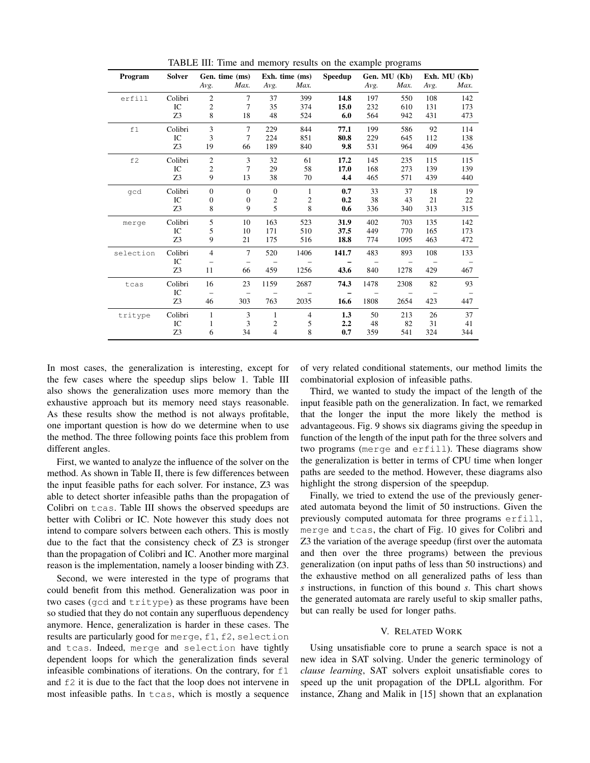TABLE III: Time and memory results on the example programs

| Program | Solver | Gen. time (ms) | | Exh. time (ms) | | Speedup | Gen. MU (Kb) | | Exh. MU (Kb) | |
|---|---|---|---|---|---|---|---|---|---|---|
| | | *Avg.* | *Max.* | *Avg.* | *Max.* | | *Avg.* | *Max.* | *Avg.* | *Max.* |
| erfill | Colibri | 2 | 7 | 37 | 399 | **14.8** | 197 | 550 | 108 | 142 |
| | IC | 2 | 7 | 35 | 374 | **15.0** | 232 | 610 | 131 | 173 |
| | Z3 | 8 | 18 | 48 | 524 | **6.0** | 564 | 942 | 431 | 473 |
| f1 | Colibri | 3 | 7 | 229 | 844 | **77.1** | 199 | 586 | 92 | 114 |
| | IC | 3 | 7 | 224 | 851 | **80.8** | 229 | 645 | 112 | 138 |
| | Z3 | 19 | 66 | 189 | 840 | **9.8** | 531 | 964 | 409 | 436 |
| f2 | Colibri | 2 | 3 | 32 | 61 | **17.2** | 145 | 235 | 115 | 115 |
| | IC | 2 | 7 | 29 | 58 | **17.0** | 168 | 273 | 139 | 139 |
| | Z3 | 9 | 13 | 38 | 70 | **4.4** | 465 | 571 | 439 | 440 |
| gcd | Colibri | 0 | 0 | 0 | 1 | **0.7** | 33 | 37 | 18 | 19 |
| | IC | 0 | 0 | 2 | 2 | **0.2** | 38 | 43 | 21 | 22 |
| | Z3 | 8 | 9 | 5 | 8 | **0.6** | 336 | 340 | 313 | 315 |
| merge | Colibri | 5 | 10 | 163 | 523 | **31.9** | 402 | 703 | 135 | 142 |
| | IC | 5 | 10 | 171 | 510 | **37.5** | 449 | 770 | 165 | 173 |
| | Z3 | 9 | 21 | 175 | 516 | **18.8** | 774 | 1095 | 463 | 472 |
| selection | Colibri | 4 | 7 | 520 | 1406 | **141.7** | 483 | 893 | 108 | 133 |
| | IC | – | – | – | – | **–** | – | – | – | – |
| | Z3 | 11 | 66 | 459 | 1256 | **43.6** | 840 | 1278 | 429 | 467 |
| tcas | Colibri | 16 | 23 | 1159 | 2687 | **74.3** | 1478 | 2308 | 82 | 93 |
| | IC | – | – | – | – | **–** | – | – | – | – |
| | Z3 | 46 | 303 | 763 | 2035 | **16.6** | 1808 | 2654 | 423 | 447 |
| tritype | Colibri | 1 | 3 | 1 | 4 | **1.3** | 50 | 213 | 26 | 37 |
| | IC | 1 | 3 | 2 | 5 | **2.2** | 48 | 82 | 31 | 41 |
| | Z3 | 6 | 34 | 4 | 8 | **0.7** | 359 | 541 | 324 | 344 |

In most cases, the generalization is interesting, except for the few cases where the speedup slips below 1. Table III also shows the generalization uses more memory than the exhaustive approach but its memory need stays reasonable. As these results show the method is not always profitable, one important question is how do we determine when to use the method. The three following points face this problem from different angles.

First, we wanted to analyze the influence of the solver on the method. As shown in Table II, there is few differences between the input feasible paths for each solver. For instance, Z3 was able to detect shorter infeasible paths than the propagation of Colibri on tcas. Table III shows the observed speedups are better with Colibri or IC. Note however this study does not intend to compare solvers between each others. This is mostly due to the fact that the consistency check of Z3 is stronger than the propagation of Colibri and IC. Another more marginal reason is the implementation, namely a looser binding with Z3.

Second, we were interested in the type of programs that could benefit from this method. Generalization was poor in two cases (gcd and tritype) as these programs have been so studied that they do not contain any superfluous dependency anymore. Hence, generalization is harder in these cases. The results are particularly good for merge, f1, f2, selection and tcas. Indeed, merge and selection have tightly dependent loops for which the generalization finds several infeasible combinations of iterations. On the contrary, for f1 and f2 it is due to the fact that the loop does not intervene in most infeasible paths. In tcas, which is mostly a sequence of very related conditional statements, our method limits the combinatorial explosion of infeasible paths.

Third, we wanted to study the impact of the length of the input feasible path on the generalization. In fact, we remarked that the longer the input the more likely the method is advantageous. Fig. 9 shows six diagrams giving the speedup in function of the length of the input path for the three solvers and two programs (merge and erfill). These diagrams show the generalization is better in terms of CPU time when longer paths are seeded to the method. However, these diagrams also highlight the strong dispersion of the speedup.

Finally, we tried to extend the use of the previously generated automata beyond the limit of 50 instructions. Given the previously computed automata for three programs erfill, merge and tcas, the chart of Fig. 10 gives for Colibri and Z3 the variation of the average speedup (first over the automata and then over the three programs) between the previous generalization (on input paths of less than 50 instructions) and the exhaustive method on all generalized paths of less than *s* instructions, in function of this bound *s*. This chart shows the generated automata are rarely useful to skip smaller paths, but can really be used for longer paths.

## V. Related Work

Using unsatisfiable core to prune a search space is not a new idea in SAT solving. Under the generic terminology of *clause learning*, SAT solvers exploit unsatisfiable cores to speed up the unit propagation of the DPLL algorithm. For instance, Zhang and Malik in [15] shown that an explanation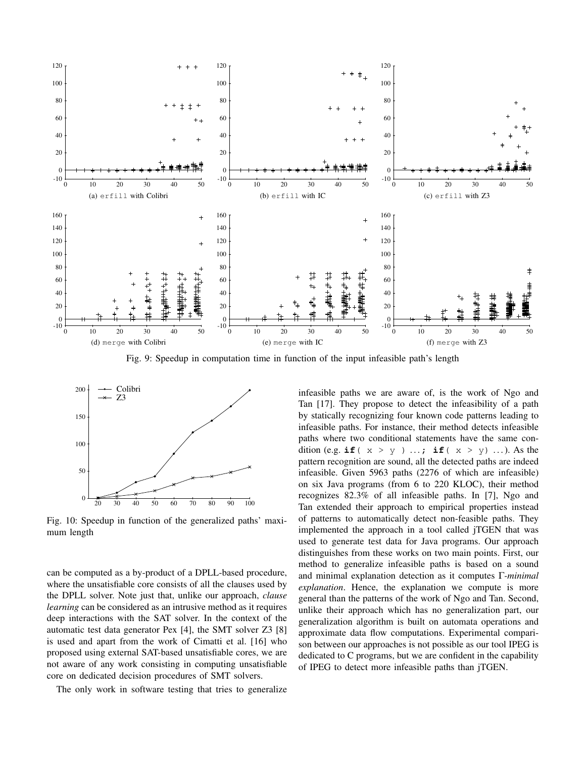Fig. 9: Speedup in computation time in function of the input infeasible path's length

Fig. 10: Speedup in function of the generalized paths' maximum length

can be computed as a by-product of a DPLL-based procedure, where the unsatisfiable core consists of all the clauses used by the DPLL solver. Note just that, unlike our approach, *clause learning* can be considered as an intrusive method as it requires deep interactions with the SAT solver. In the context of the automatic test data generator Pex [4], the SMT solver Z3 [8] is used and apart from the work of Cimatti et al. [16] who proposed using external SAT-based unsatisfiable cores, we are not aware of any work consisting in computing unsatisfiable core on dedicated decision procedures of SMT solvers.

The only work in software testing that tries to generalize infeasible paths we are aware of, is the work of Ngo and Tan [17]. They propose to detect the infeasibility of a path by statically recognizing four known code patterns leading to infeasible paths. For instance, their method detects infeasible paths where two conditional statements have the same condition (e.g. **if**( x > y ) ...; **if**( x > y) ...). As the pattern recognition are sound, all the detected paths are indeed infeasible. Given 5963 paths (2276 of which are infeasible) on six Java programs (from 6 to 220 KLOC), their method recognizes 82.3% of all infeasible paths. In [7], Ngo and Tan extended their approach to empirical properties instead of patterns to automatically detect non-feasible paths. They implemented the approach in a tool called jTGEN that was used to generate test data for Java programs. Our approach distinguishes from these works on two main points. First, our method to generalize infeasible paths is based on a sound and minimal explanation detection as it computes $\Gamma$-*minimal explanation*. Hence, the explanation we compute is more general than the patterns of the work of Ngo and Tan. Second, unlike their approach which has no generalization part, our generalization algorithm is built on automata operations and approximate data flow computations. Experimental comparison between our approaches is not possible as our tool IPEG is dedicated to C programs, but we are confident in the capability of IPEG to detect more infeasible paths than jTGEN.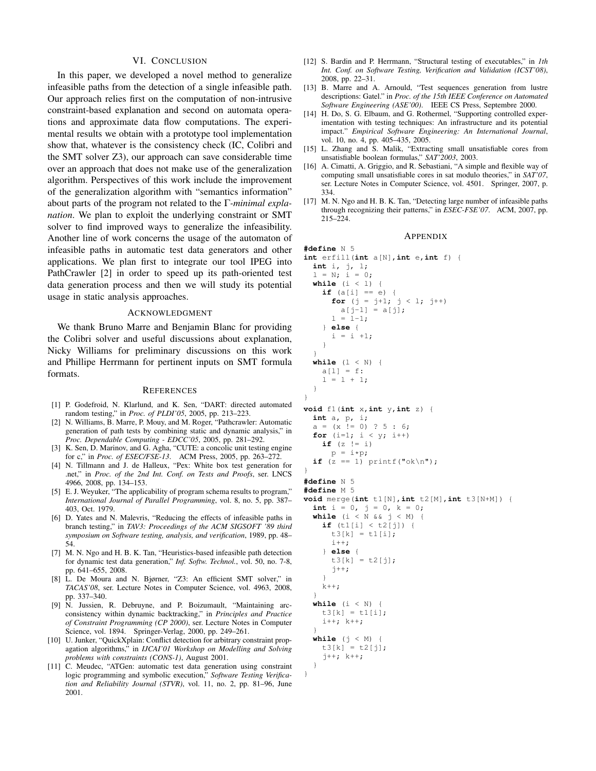## VI. Conclusion

In this paper, we developed a novel method to generalize infeasible paths from the detection of a single infeasible path. Our approach relies first on the computation of non-intrusive constraint-based explanation and second on automata operations and approximate data flow computations. The experimental results we obtain with a prototype tool implementation show that, whatever is the consistency check (IC, Colibri and the SMT solver Z3), our approach can save considerable time over an approach that does not make use of the generalization algorithm. Perspectives of this work include the improvement of the generalization algorithm with "semantics information" about parts of the program not related to the $\Gamma$-*minimal explanation*. We plan to exploit the underlying constraint or SMT solver to find improved ways to generalize the infeasibility. Another line of work concerns the usage of the automaton of infeasible paths in automatic test data generators and other applications. We plan first to integrate our tool IPEG into PathCrawler [2] in order to speed up its path-oriented test data generation process and then we will study its potential usage in static analysis approaches.

## Acknowledgment

We thank Bruno Marre and Benjamin Blanc for providing the Colibri solver and useful discussions about explanation, Nicky Williams for preliminary discussions on this work and Phillipe Herrmann for pertinent inputs on SMT formula formats.

## References

[1] P. Godefroid, N. Klarlund, and K. Sen, "DART: directed automated random testing," in *Proc. of PLDI'05*, 2005, pp. 213–223.

[2] N. Williams, B. Marre, P. Mouy, and M. Roger, "Pathcrawler: Automatic generation of path tests by combining static and dynamic analysis," in *Proc. Dependable Computing - EDCC'05*, 2005, pp. 281–292.

[3] K. Sen, D. Marinov, and G. Agha, "CUTE: a concolic unit testing engine for c," in *Proc. of ESEC/FSE-13*. ACM Press, 2005, pp. 263–272.

[4] N. Tillmann and J. de Halleux, "Pex: White box test generation for .net," in *Proc. of the 2nd Int. Conf. on Tests and Proofs*, ser. LNCS 4966, 2008, pp. 134–153.

[5] E. J. Weyuker, "The applicability of program schema results to program," *International Journal of Parallel Programming*, vol. 8, no. 5, pp. 387–403, Oct. 1979.

[6] D. Yates and N. Malevris, "Reducing the effects of infeasible paths in branch testing," in *TAV3: Proceedings of the ACM SIGSOFT '89 third symposium on Software testing, analysis, and verification*, 1989, pp. 48–54.

[7] M. N. Ngo and H. B. K. Tan, "Heuristics-based infeasible path detection for dynamic test data generation," *Inf. Softw. Technol.*, vol. 50, no. 7-8, pp. 641–655, 2008.

[8] L. De Moura and N. Bjørner, "Z3: An efficient SMT solver," in *TACAS'08*, ser. Lecture Notes in Computer Science, vol. 4963, 2008, pp. 337–340.

[9] N. Jussien, R. Debruyne, and P. Boizumault, "Maintaining arc-consistency within dynamic backtracking," in *Principles and Practice of Constraint Programming (CP 2000)*, ser. Lecture Notes in Computer Science, vol. 1894. Springer-Verlag, 2000, pp. 249–261.

[10] U. Junker, "QuickXplain: Conflict detection for arbitrary constraint propagation algorithms," in *IJCAI'01 Workshop on Modelling and Solving problems with constraints (CONS-1)*, August 2001.

[11] C. Meudec, "ATGen: automatic test data generation using constraint logic programming and symbolic execution," *Software Testing Verification and Reliability Journal (STVR)*, vol. 11, no. 2, pp. 81–96, June 2001.

[12] S. Bardin and P. Herrmann, "Structural testing of executables," in *1th Int. Conf. on Software Testing, Verification and Validation (ICST'08)*, 2008, pp. 22–31.

[13] B. Marre and A. Arnould, "Test sequences generation from lustre descriptions: Gatel." in *Proc. of the 15th IEEE Conference on Automated Software Engineering (ASE'00)*. IEEE CS Press, Septembre 2000.

[14] H. Do, S. G. Elbaum, and G. Rothermel, "Supporting controlled experimentation with testing techniques: An infrastructure and its potential impact." *Empirical Software Engineering: An International Journal*, vol. 10, no. 4, pp. 405–435, 2005.

[15] L. Zhang and S. Malik, "Extracting small unsatisfiable cores from unsatisfiable boolean formulas," *SAT'2003*, 2003.

[16] A. Cimatti, A. Griggio, and R. Sebastiani, "A simple and flexible way of computing small unsatisfiable cores in sat modulo theories," in *SAT'07*, ser. Lecture Notes in Computer Science, vol. 4501. Springer, 2007, p. 334.

[17] M. N. Ngo and H. B. K. Tan, "Detecting large number of infeasible paths through recognizing their patterns," in *ESEC-FSE'07*. ACM, 2007, pp. 215–224.

## Appendix

```
#define N 5
int erfill(int a[N],int e,int f) {
  int i, j, l;
  l = N; i = 0;
  while (i < l) {
    if (a[i] == e) {
      for (j = j+1; j < l; j++)
        a[j-1] = a[j];
      l = l-1;
    } else {
      i = i +1;
    }
  }
  while (l < N) {
    a[l] = f:
    l = l + 1;
  }
}
void f1(int x,int y,int z) {
  int a, p, i;
  a = (x != 0) ? 5 : 6;
  for (i=1; i < y; i++)
    if (z != i)
      p = i*p;
  if (z == 1) printf("ok\n");
}
#define N 5
#define M 5
void merge(int t1[N],int t2[M],int t3[N+M]) {
  int i = 0, j = 0, k = 0;
  while (i < N && j < M) {
    if (t1[i] < t2[j]) {
      t3[k] = t1[i];
      i++;
    } else {
      t3[k] = t2[j];
      j++;
    }
    k++;
  }
  while (i < N) {
    t3[k] = t1[i];
    i++; k++;
  }
  while (j < M) {
    t3[k] = t2[j];
    j++; k++;
  }
}
```